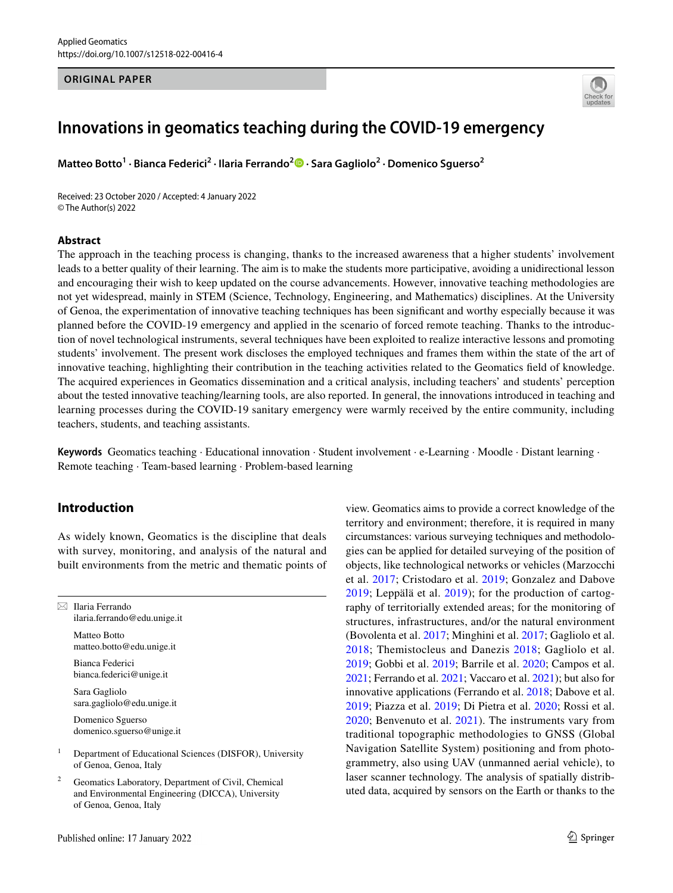ORIGINAL PAPER

# Innovations in geomatics teaching during the COVID-19 emergency

**Matteo Botto[1] · Bianca Federici[2] · Ilaria Ferrando[2] · Sara Gagliolo[2] · Domenico Sguerso[2]**

Received: 23 October 2020 / Accepted: 4 January 2022
© The Author(s) 2022

## Abstract

The approach in the teaching process is changing, thanks to the increased awareness that a higher students' involvement leads to a better quality of their learning. The aim is to make the students more participative, avoiding a unidirectional lesson and encouraging their wish to keep updated on the course advancements. However, innovative teaching methodologies are not yet widespread, mainly in STEM (Science, Technology, Engineering, and Mathematics) disciplines. At the University of Genoa, the experimentation of innovative teaching techniques has been significant and worthy especially because it was planned before the COVID-19 emergency and applied in the scenario of forced remote teaching. Thanks to the introduction of novel technological instruments, several techniques have been exploited to realize interactive lessons and promoting students' involvement. The present work discloses the employed techniques and frames them within the state of the art of innovative teaching, highlighting their contribution in the teaching activities related to the Geomatics field of knowledge. The acquired experiences in Geomatics dissemination and a critical analysis, including teachers' and students' perception about the tested innovative teaching/learning tools, are also reported. In general, the innovations introduced in teaching and learning processes during the COVID-19 sanitary emergency were warmly received by the entire community, including teachers, students, and teaching assistants.

**Keywords** Geomatics teaching · Educational innovation · Student involvement · e-Learning · Moodle · Distant learning · Remote teaching · Team-based learning · Problem-based learning

## Introduction

As widely known, Geomatics is the discipline that deals with survey, monitoring, and analysis of the natural and built environments from the metric and thematic points of view. Geomatics aims to provide a correct knowledge of the territory and environment; therefore, it is required in many circumstances: various surveying techniques and methodologies can be applied for detailed surveying of the position of objects, like technological networks or vehicles (Marzocchi et al. 2017; Cristodaro et al. 2019; Gonzalez and Dabove 2019; Leppälä et al. 2019); for the production of cartography of territorially extended areas; for the monitoring of structures, infrastructures, and/or the natural environment (Bovolenta et al. 2017; Minghini et al. 2017; Gagliolo et al. 2018; Themistocleus and Danezis 2018; Gagliolo et al. 2019; Gobbi et al. 2019; Barrile et al. 2020; Campos et al. 2021; Ferrando et al. 2021; Vaccaro et al. 2021); but also for innovative applications (Ferrando et al. 2018; Dabove et al. 2019; Piazza et al. 2019; Di Pietra et al. 2020; Rossi et al. 2020; Benvenuto et al. 2021). The instruments vary from traditional topographic methodologies to GNSS (Global Navigation Satellite System) positioning and from photogrammetry, also using UAV (unmanned aerial vehicle), to laser scanner technology. The analysis of spatially distributed data, acquired by sensors on the Earth or thanks to the

---

✉ Ilaria Ferrando
ilaria.ferrando@edu.unige.it

Matteo Botto
matteo.botto@edu.unige.it

Bianca Federici
bianca.federici@unige.it

Sara Gagliolo
sara.gagliolo@edu.unige.it

Domenico Sguerso
domenico.sguerso@unige.it

[1] Department of Educational Sciences (DISFOR), University of Genoa, Genoa, Italy

[2] Geomatics Laboratory, Department of Civil, Chemical and Environmental Engineering (DICCA), University of Genoa, Genoa, Italy

Published online: 17 January 2022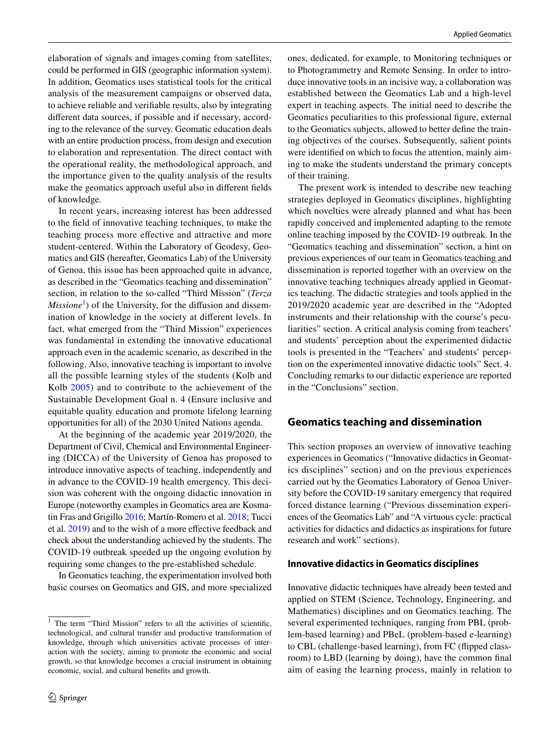elaboration of signals and images coming from satellites, could be performed in GIS (geographic information system). In addition, Geomatics uses statistical tools for the critical analysis of the measurement campaigns or observed data, to achieve reliable and verifiable results, also by integrating different data sources, if possible and if necessary, according to the relevance of the survey. Geomatic education deals with an entire production process, from design and execution to elaboration and representation. The direct contact with the operational reality, the methodological approach, and the importance given to the quality analysis of the results make the geomatics approach useful also in different fields of knowledge.

In recent years, increasing interest has been addressed to the field of innovative teaching techniques, to make the teaching process more effective and attractive and more student-centered. Within the Laboratory of Geodesy, Geomatics and GIS (hereafter, Geomatics Lab) of the University of Genoa, this issue has been approached quite in advance, as described in the "Geomatics teaching and dissemination" section, in relation to the so-called "Third Mission" (*Terza Missione*[1]) of the University, for the diffusion and dissemination of knowledge in the society at different levels. In fact, what emerged from the "Third Mission" experiences was fundamental in extending the innovative educational approach even in the academic scenario, as described in the following. Also, innovative teaching is important to involve all the possible learning styles of the students (Kolb and Kolb 2005) and to contribute to the achievement of the Sustainable Development Goal n. 4 (Ensure inclusive and equitable quality education and promote lifelong learning opportunities for all) of the 2030 United Nations agenda.

At the beginning of the academic year 2019/2020, the Department of Civil, Chemical and Environmental Engineering (DICCA) of the University of Genoa has proposed to introduce innovative aspects of teaching, independently and in advance to the COVID-19 health emergency. This decision was coherent with the ongoing didactic innovation in Europe (noteworthy examples in Geomatics area are Kosmatin Fras and Grigillo 2016; Martín-Romero et al. 2018; Tucci et al. 2019) and to the wish of a more effective feedback and check about the understanding achieved by the students. The COVID-19 outbreak speeded up the ongoing evolution by requiring some changes to the pre-established schedule.

In Geomatics teaching, the experimentation involved both basic courses on Geomatics and GIS, and more specialized ones, dedicated, for example, to Monitoring techniques or to Photogrammetry and Remote Sensing. In order to introduce innovative tools in an incisive way, a collaboration was established between the Geomatics Lab and a high-level expert in teaching aspects. The initial need to describe the Geomatics peculiarities to this professional figure, external to the Geomatics subjects, allowed to better define the training objectives of the courses. Subsequently, salient points were identified on which to focus the attention, mainly aiming to make the students understand the primary concepts of their training.

The present work is intended to describe new teaching strategies deployed in Geomatics disciplines, highlighting which novelties were already planned and what has been rapidly conceived and implemented adapting to the remote online teaching imposed by the COVID-19 outbreak. In the "Geomatics teaching and dissemination" section, a hint on previous experiences of our team in Geomatics teaching and dissemination is reported together with an overview on the innovative teaching techniques already applied in Geomatics teaching. The didactic strategies and tools applied in the 2019/2020 academic year are described in the "Adopted instruments and their relationship with the course's peculiarities" section. A critical analysis coming from teachers' and students' perception about the experimented didactic tools is presented in the "Teachers' and students' perception on the experimented innovative didactic tools" Sect. 4. Concluding remarks to our didactic experience are reported in the "Conclusions" section.

## Geomatics teaching and dissemination

This section proposes an overview of innovative teaching experiences in Geomatics ("Innovative didactics in Geomatics disciplines" section) and on the previous experiences carried out by the Geomatics Laboratory of Genoa University before the COVID-19 sanitary emergency that required forced distance learning ("Previous dissemination experiences of the Geomatics Lab" and "A virtuous cycle: practical activities for didactics and didactics as inspirations for future research and work" sections).

### Innovative didactics in Geomatics disciplines

Innovative didactic techniques have already been tested and applied on STEM (Science, Technology, Engineering, and Mathematics) disciplines and on Geomatics teaching. The several experimented techniques, ranging from PBL (problem-based learning) and PBeL (problem-based e-learning) to CBL (challenge-based learning), from FC (flipped classroom) to LBD (learning by doing), have the common final aim of easing the learning process, mainly in relation to

[1] The term "Third Mission" refers to all the activities of scientific, technological, and cultural transfer and productive transformation of knowledge, through which universities activate processes of interaction with the society, aiming to promote the economic and social growth, so that knowledge becomes a crucial instrument in obtaining economic, social, and cultural benefits and growth.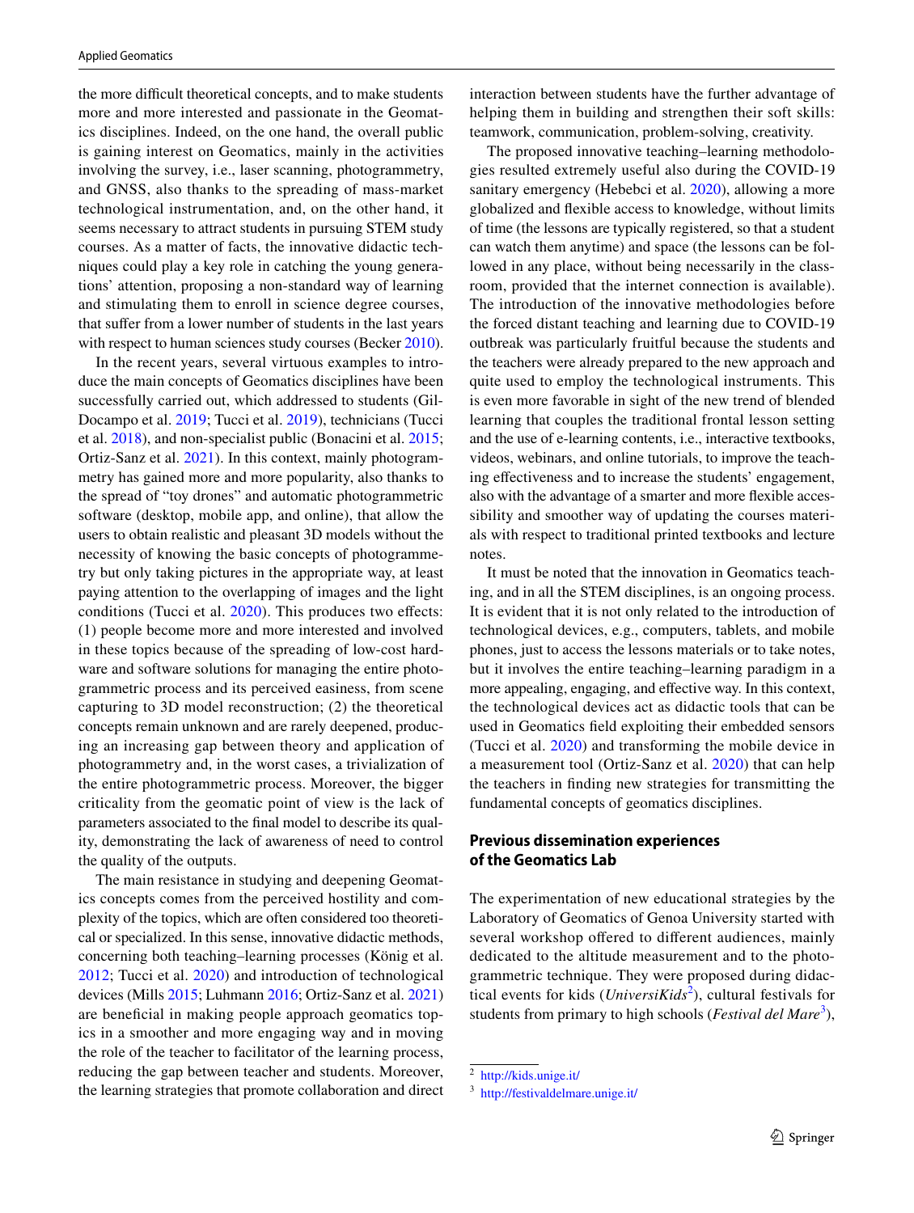the more difficult theoretical concepts, and to make students more and more interested and passionate in the Geomatics disciplines. Indeed, on the one hand, the overall public is gaining interest on Geomatics, mainly in the activities involving the survey, i.e., laser scanning, photogrammetry, and GNSS, also thanks to the spreading of mass-market technological instrumentation, and, on the other hand, it seems necessary to attract students in pursuing STEM study courses. As a matter of facts, the innovative didactic techniques could play a key role in catching the young generations' attention, proposing a non-standard way of learning and stimulating them to enroll in science degree courses, that suffer from a lower number of students in the last years with respect to human sciences study courses (Becker 2010).

In the recent years, several virtuous examples to introduce the main concepts of Geomatics disciplines have been successfully carried out, which addressed to students (Gil-Docampo et al. 2019; Tucci et al. 2019), technicians (Tucci et al. 2018), and non-specialist public (Bonacini et al. 2015; Ortiz-Sanz et al. 2021). In this context, mainly photogrammetry has gained more and more popularity, also thanks to the spread of "toy drones" and automatic photogrammetric software (desktop, mobile app, and online), that allow the users to obtain realistic and pleasant 3D models without the necessity of knowing the basic concepts of photogrammetry but only taking pictures in the appropriate way, at least paying attention to the overlapping of images and the light conditions (Tucci et al. 2020). This produces two effects: (1) people become more and more interested and involved in these topics because of the spreading of low-cost hardware and software solutions for managing the entire photogrammetric process and its perceived easiness, from scene capturing to 3D model reconstruction; (2) the theoretical concepts remain unknown and are rarely deepened, producing an increasing gap between theory and application of photogrammetry and, in the worst cases, a trivialization of the entire photogrammetric process. Moreover, the bigger criticality from the geomatic point of view is the lack of parameters associated to the final model to describe its quality, demonstrating the lack of awareness of need to control the quality of the outputs.

The main resistance in studying and deepening Geomatics concepts comes from the perceived hostility and complexity of the topics, which are often considered too theoretical or specialized. In this sense, innovative didactic methods, concerning both teaching–learning processes (König et al. 2012; Tucci et al. 2020) and introduction of technological devices (Mills 2015; Luhmann 2016; Ortiz-Sanz et al. 2021) are beneficial in making people approach geomatics topics in a smoother and more engaging way and in moving the role of the teacher to facilitator of the learning process, reducing the gap between teacher and students. Moreover, the learning strategies that promote collaboration and direct interaction between students have the further advantage of helping them in building and strengthen their soft skills: teamwork, communication, problem-solving, creativity.

The proposed innovative teaching–learning methodologies resulted extremely useful also during the COVID-19 sanitary emergency (Hebebci et al. 2020), allowing a more globalized and flexible access to knowledge, without limits of time (the lessons are typically registered, so that a student can watch them anytime) and space (the lessons can be followed in any place, without being necessarily in the classroom, provided that the internet connection is available). The introduction of the innovative methodologies before the forced distant teaching and learning due to COVID-19 outbreak was particularly fruitful because the students and the teachers were already prepared to the new approach and quite used to employ the technological instruments. This is even more favorable in sight of the new trend of blended learning that couples the traditional frontal lesson setting and the use of e-learning contents, i.e., interactive textbooks, videos, webinars, and online tutorials, to improve the teaching effectiveness and to increase the students' engagement, also with the advantage of a smarter and more flexible accessibility and smoother way of updating the courses materials with respect to traditional printed textbooks and lecture notes.

It must be noted that the innovation in Geomatics teaching, and in all the STEM disciplines, is an ongoing process. It is evident that it is not only related to the introduction of technological devices, e.g., computers, tablets, and mobile phones, just to access the lessons materials or to take notes, but it involves the entire teaching–learning paradigm in a more appealing, engaging, and effective way. In this context, the technological devices act as didactic tools that can be used in Geomatics field exploiting their embedded sensors (Tucci et al. 2020) and transforming the mobile device in a measurement tool (Ortiz-Sanz et al. 2020) that can help the teachers in finding new strategies for transmitting the fundamental concepts of geomatics disciplines.

## Previous dissemination experiences of the Geomatics Lab

The experimentation of new educational strategies by the Laboratory of Geomatics of Genoa University started with several workshop offered to different audiences, mainly dedicated to the altitude measurement and to the photogrammetric technique. They were proposed during didactical events for kids (*UniversiKids*[2]), cultural festivals for students from primary to high schools (*Festival del Mare*[3]),

[2] http://kids.unige.it/

[3] http://festivaldelmare.unige.it/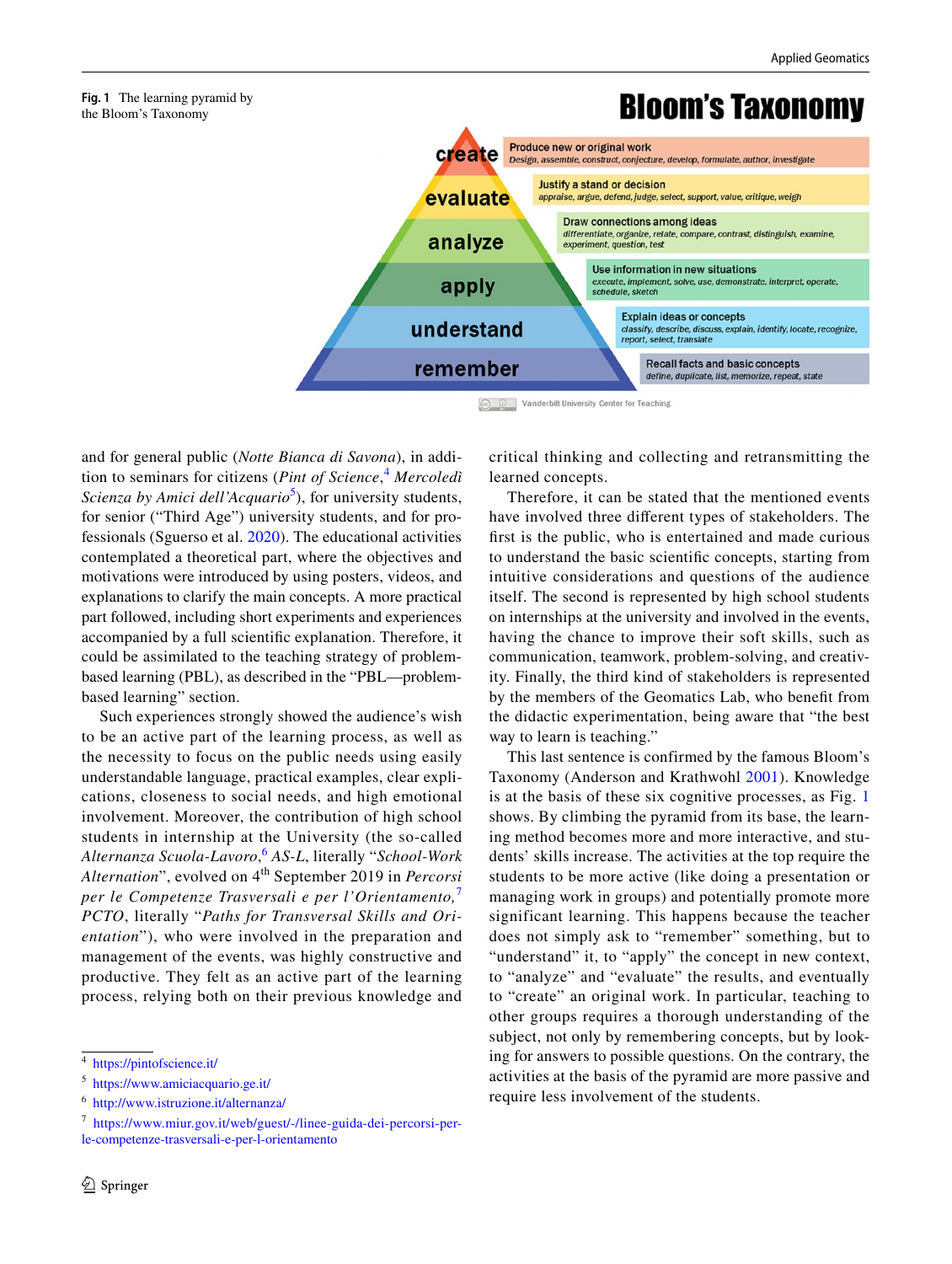**Fig. 1** The learning pyramid by the Bloom's Taxonomy

and for general public (*Notte Bianca di Savona*), in addition to seminars for citizens (*Pint of Science*,[4] *Mercoledì Scienza by Amici dell'Acquario*[5]), for university students, for senior ("Third Age") university students, and for professionals (Sguerso et al. 2020). The educational activities contemplated a theoretical part, where the objectives and motivations were introduced by using posters, videos, and explanations to clarify the main concepts. A more practical part followed, including short experiments and experiences accompanied by a full scientific explanation. Therefore, it could be assimilated to the teaching strategy of problem-based learning (PBL), as described in the "PBL—problem-based learning" section.

Such experiences strongly showed the audience's wish to be an active part of the learning process, as well as the necessity to focus on the public needs using easily understandable language, practical examples, clear explications, closeness to social needs, and high emotional involvement. Moreover, the contribution of high school students in internship at the University (the so-called *Alternanza Scuola-Lavoro*,[6] *AS-L*, literally "*School-Work Alternation*", evolved on 4th September 2019 in *Percorsi per le Competenze Trasversali e per l'Orientamento,*[7] *PCTO*, literally "*Paths for Transversal Skills and Orientation*"), who were involved in the preparation and management of the events, was highly constructive and productive. They felt as an active part of the learning process, relying both on their previous knowledge and critical thinking and collecting and retransmitting the learned concepts.

Therefore, it can be stated that the mentioned events have involved three different types of stakeholders. The first is the public, who is entertained and made curious to understand the basic scientific concepts, starting from intuitive considerations and questions of the audience itself. The second is represented by high school students on internships at the university and involved in the events, having the chance to improve their soft skills, such as communication, teamwork, problem-solving, and creativity. Finally, the third kind of stakeholders is represented by the members of the Geomatics Lab, who benefit from the didactic experimentation, being aware that "the best way to learn is teaching."

This last sentence is confirmed by the famous Bloom's Taxonomy (Anderson and Krathwohl 2001). Knowledge is at the basis of these six cognitive processes, as Fig. 1 shows. By climbing the pyramid from its base, the learning method becomes more and more interactive, and students' skills increase. The activities at the top require the students to be more active (like doing a presentation or managing work in groups) and potentially promote more significant learning. This happens because the teacher does not simply ask to "remember" something, but to "understand" it, to "apply" the concept in new context, to "analyze" and "evaluate" the results, and eventually to "create" an original work. In particular, teaching to other groups requires a thorough understanding of the subject, not only by remembering concepts, but by looking for answers to possible questions. On the contrary, the activities at the basis of the pyramid are more passive and require less involvement of the students.

---

[4] https://pintofscience.it/

[5] https://www.amiciacquario.ge.it/

[6] http://www.istruzione.it/alternanza/

[7] https://www.miur.gov.it/web/guest/-/linee-guida-dei-percorsi-per-le-competenze-trasversali-e-per-l-orientamento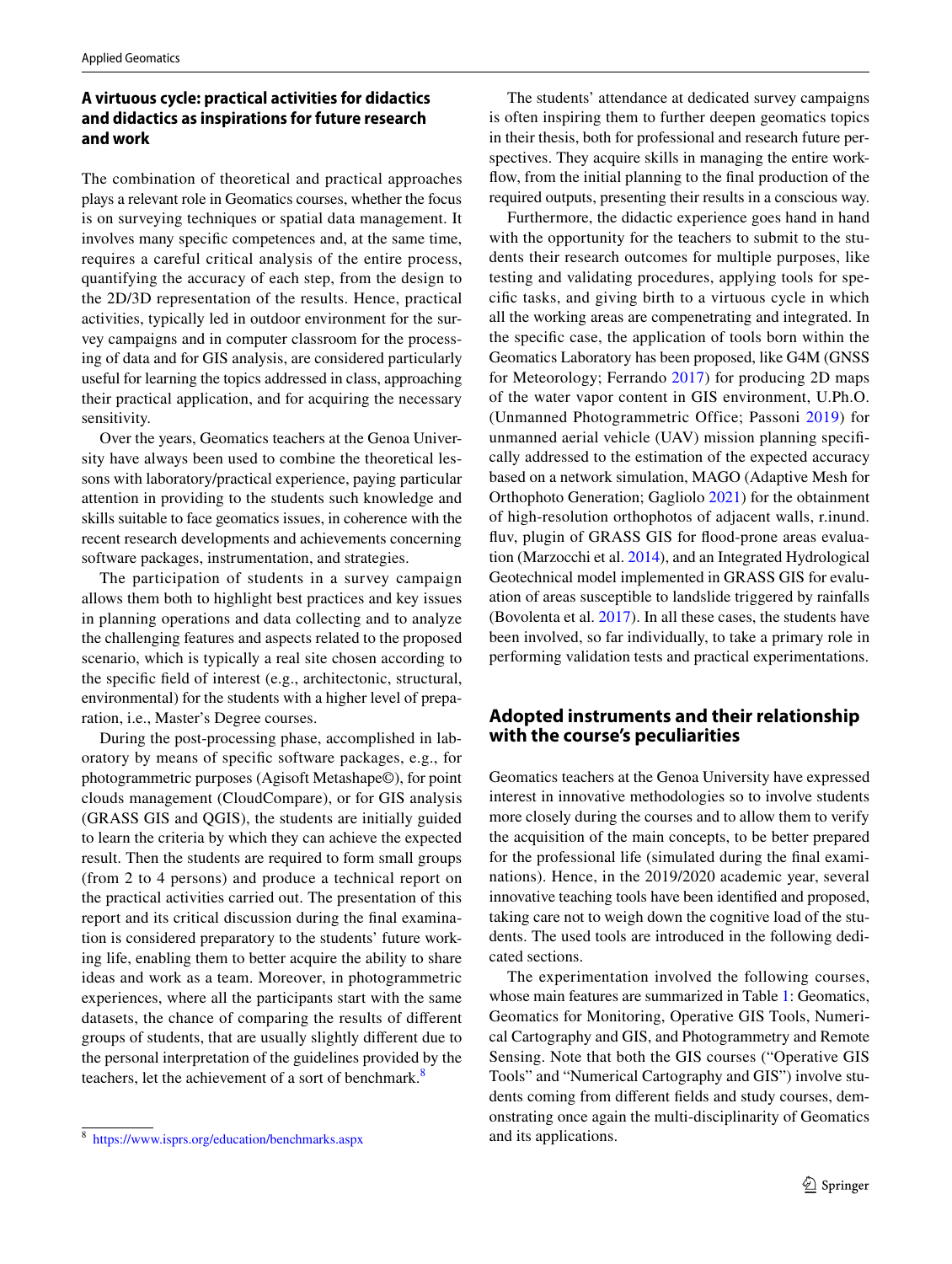## A virtuous cycle: practical activities for didactics and didactics as inspirations for future research and work

The combination of theoretical and practical approaches plays a relevant role in Geomatics courses, whether the focus is on surveying techniques or spatial data management. It involves many specific competences and, at the same time, requires a careful critical analysis of the entire process, quantifying the accuracy of each step, from the design to the 2D/3D representation of the results. Hence, practical activities, typically led in outdoor environment for the survey campaigns and in computer classroom for the processing of data and for GIS analysis, are considered particularly useful for learning the topics addressed in class, approaching their practical application, and for acquiring the necessary sensitivity.

Over the years, Geomatics teachers at the Genoa University have always been used to combine the theoretical lessons with laboratory/practical experience, paying particular attention in providing to the students such knowledge and skills suitable to face geomatics issues, in coherence with the recent research developments and achievements concerning software packages, instrumentation, and strategies.

The participation of students in a survey campaign allows them both to highlight best practices and key issues in planning operations and data collecting and to analyze the challenging features and aspects related to the proposed scenario, which is typically a real site chosen according to the specific field of interest (e.g., architectonic, structural, environmental) for the students with a higher level of preparation, i.e., Master's Degree courses.

During the post-processing phase, accomplished in laboratory by means of specific software packages, e.g., for photogrammetric purposes (Agisoft Metashape©), for point clouds management (CloudCompare), or for GIS analysis (GRASS GIS and QGIS), the students are initially guided to learn the criteria by which they can achieve the expected result. Then the students are required to form small groups (from 2 to 4 persons) and produce a technical report on the practical activities carried out. The presentation of this report and its critical discussion during the final examination is considered preparatory to the students' future working life, enabling them to better acquire the ability to share ideas and work as a team. Moreover, in photogrammetric experiences, where all the participants start with the same datasets, the chance of comparing the results of different groups of students, that are usually slightly different due to the personal interpretation of the guidelines provided by the teachers, let the achievement of a sort of benchmark.[8]

[8] https://www.isprs.org/education/benchmarks.aspx

The students' attendance at dedicated survey campaigns is often inspiring them to further deepen geomatics topics in their thesis, both for professional and research future perspectives. They acquire skills in managing the entire workflow, from the initial planning to the final production of the required outputs, presenting their results in a conscious way.

Furthermore, the didactic experience goes hand in hand with the opportunity for the teachers to submit to the students their research outcomes for multiple purposes, like testing and validating procedures, applying tools for specific tasks, and giving birth to a virtuous cycle in which all the working areas are compenetrating and integrated. In the specific case, the application of tools born within the Geomatics Laboratory has been proposed, like G4M (GNSS for Meteorology; Ferrando 2017) for producing 2D maps of the water vapor content in GIS environment, U.Ph.O. (Unmanned Photogrammetric Office; Passoni 2019) for unmanned aerial vehicle (UAV) mission planning specifically addressed to the estimation of the expected accuracy based on a network simulation, MAGO (Adaptive Mesh for Orthophoto Generation; Gagliolo 2021) for the obtainment of high-resolution orthophotos of adjacent walls, r.inund.fluv, plugin of GRASS GIS for flood-prone areas evaluation (Marzocchi et al. 2014), and an Integrated Hydrological Geotechnical model implemented in GRASS GIS for evaluation of areas susceptible to landslide triggered by rainfalls (Bovolenta et al. 2017). In all these cases, the students have been involved, so far individually, to take a primary role in performing validation tests and practical experimentations.

## Adopted instruments and their relationship with the course's peculiarities

Geomatics teachers at the Genoa University have expressed interest in innovative methodologies so to involve students more closely during the courses and to allow them to verify the acquisition of the main concepts, to be better prepared for the professional life (simulated during the final examinations). Hence, in the 2019/2020 academic year, several innovative teaching tools have been identified and proposed, taking care not to weigh down the cognitive load of the students. The used tools are introduced in the following dedicated sections.

The experimentation involved the following courses, whose main features are summarized in Table 1: Geomatics, Geomatics for Monitoring, Operative GIS Tools, Numerical Cartography and GIS, and Photogrammetry and Remote Sensing. Note that both the GIS courses ("Operative GIS Tools" and "Numerical Cartography and GIS") involve students coming from different fields and study courses, demonstrating once again the multi-disciplinarity of Geomatics and its applications.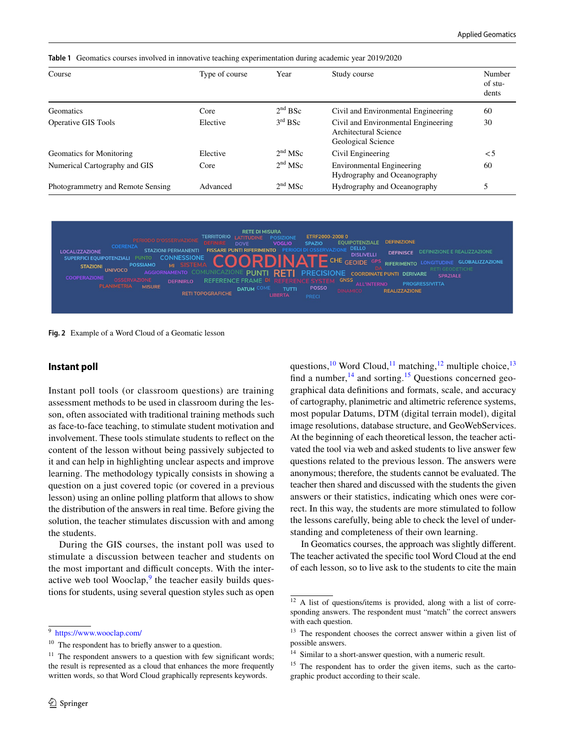**Table 1** Geomatics courses involved in innovative teaching experimentation during academic year 2019/2020

| Course | Type of course | Year | Study course | Number of students |
|---|---|---|---|---|
| Geomatics | Core | 2nd BSc | Civil and Environmental Engineering | 60 |
| Operative GIS Tools | Elective | 3rd BSc | Civil and Environmental Engineering<br>Architectural Science<br>Geological Science | 30 |
| Geomatics for Monitoring | Elective | 2nd MSc | Civil Engineering | < 5 |
| Numerical Cartography and GIS | Core | 2nd MSc | Environmental Engineering<br>Hydrography and Oceanography | 60 |
| Photogrammetry and Remote Sensing | Advanced | 2nd MSc | Hydrography and Oceanography | 5 |

**Fig. 2** Example of a Word Cloud of a Geomatic lesson

## Instant poll

Instant poll tools (or classroom questions) are training assessment methods to be used in classroom during the lesson, often associated with traditional training methods such as face-to-face teaching, to stimulate student motivation and involvement. These tools stimulate students to reflect on the content of the lesson without being passively subjected to it and can help in highlighting unclear aspects and improve learning. The methodology typically consists in showing a question on a just covered topic (or covered in a previous lesson) using an online polling platform that allows to show the distribution of the answers in real time. Before giving the solution, the teacher stimulates discussion with and among the students.

During the GIS courses, the instant poll was used to stimulate a discussion between teacher and students on the most important and difficult concepts. With the interactive web tool Wooclap,[9] the teacher easily builds questions for students, using several question styles such as open questions,[10] Word Cloud,[11] matching,[12] multiple choice,[13] find a number,[14] and sorting.[15] Questions concerned geographical data definitions and formats, scale, and accuracy of cartography, planimetric and altimetric reference systems, most popular Datums, DTM (digital terrain model), digital image resolutions, database structure, and GeoWebServices. At the beginning of each theoretical lesson, the teacher activated the tool via web and asked students to live answer few questions related to the previous lesson. The answers were anonymous; therefore, the students cannot be evaluated. The teacher then shared and discussed with the students the given answers or their statistics, indicating which ones were correct. In this way, the students are more stimulated to follow the lessons carefully, being able to check the level of understanding and completeness of their own learning.

In Geomatics courses, the approach was slightly different. The teacher activated the specific tool Word Cloud at the end of each lesson, so to live ask to the students to cite the main

[9] https://www.wooclap.com/

[10] The respondent has to briefly answer to a question.

[11] The respondent answers to a question with few significant words; the result is represented as a cloud that enhances the more frequently written words, so that Word Cloud graphically represents keywords.

[12] A list of questions/items is provided, along with a list of corresponding answers. The respondent must "match" the correct answers with each question.

[13] The respondent chooses the correct answer within a given list of possible answers.

[14] Similar to a short-answer question, with a numeric result.

[15] The respondent has to order the given items, such as the cartographic product according to their scale.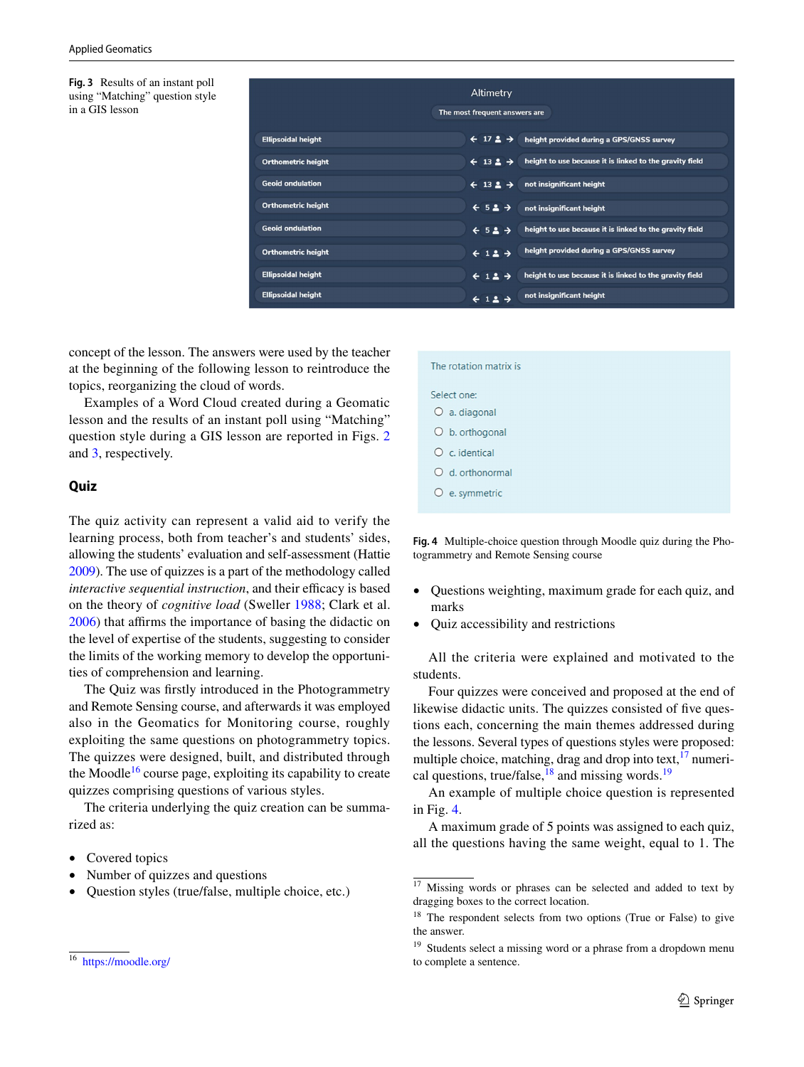Fig. 3 Results of an instant poll using "Matching" question style in a GIS lesson

Altimetry

The most frequent answers are

| | | |
|---|---|---|
| Ellipsoidal height | 17 | height provided during a GPS/GNSS survey |
| Orthometric height | 13 | height to use because it is linked to the gravity field |
| Geoid ondulation | 13 | not insignificant height |
| Orthometric height | 5 | not insignificant height |
| Geoid ondulation | 5 | height to use because it is linked to the gravity field |
| Orthometric height | 1 | height provided during a GPS/GNSS survey |
| Ellipsoidal height | 1 | height to use because it is linked to the gravity field |
| Ellipsoidal height | 1 | not insignificant height |

concept of the lesson. The answers were used by the teacher at the beginning of the following lesson to reintroduce the topics, reorganizing the cloud of words.

Examples of a Word Cloud created during a Geomatic lesson and the results of an instant poll using "Matching" question style during a GIS lesson are reported in Figs. 2 and 3, respectively.

## Quiz

The quiz activity can represent a valid aid to verify the learning process, both from teacher's and students' sides, allowing the students' evaluation and self-assessment (Hattie 2009). The use of quizzes is a part of the methodology called *interactive sequential instruction*, and their efficacy is based on the theory of *cognitive load* (Sweller 1988; Clark et al. 2006) that affirms the importance of basing the didactic on the level of expertise of the students, suggesting to consider the limits of the working memory to develop the opportunities of comprehension and learning.

The Quiz was firstly introduced in the Photogrammetry and Remote Sensing course, and afterwards it was employed also in the Geomatics for Monitoring course, roughly exploiting the same questions on photogrammetry topics. The quizzes were designed, built, and distributed through the Moodle[16] course page, exploiting its capability to create quizzes comprising questions of various styles.

The criteria underlying the quiz creation can be summarized as:

- Covered topics
- Number of quizzes and questions
- Question styles (true/false, multiple choice, etc.)
- Questions weighting, maximum grade for each quiz, and marks
- Quiz accessibility and restrictions

The rotation matrix is

Select one:

- a. diagonal
- b. orthogonal
- c. identical
- d. orthonormal
- e. symmetric

Fig. 4 Multiple-choice question through Moodle quiz during the Photogrammetry and Remote Sensing course

All the criteria were explained and motivated to the students.

Four quizzes were conceived and proposed at the end of likewise didactic units. The quizzes consisted of five questions each, concerning the main themes addressed during the lessons. Several types of questions styles were proposed: multiple choice, matching, drag and drop into text,[17] numerical questions, true/false,[18] and missing words.[19]

An example of multiple choice question is represented in Fig. 4.

A maximum grade of 5 points was assigned to each quiz, all the questions having the same weight, equal to 1. The

[16] https://moodle.org/

[17] Missing words or phrases can be selected and added to text by dragging boxes to the correct location.

[18] The respondent selects from two options (True or False) to give the answer.

[19] Students select a missing word or a phrase from a dropdown menu to complete a sentence.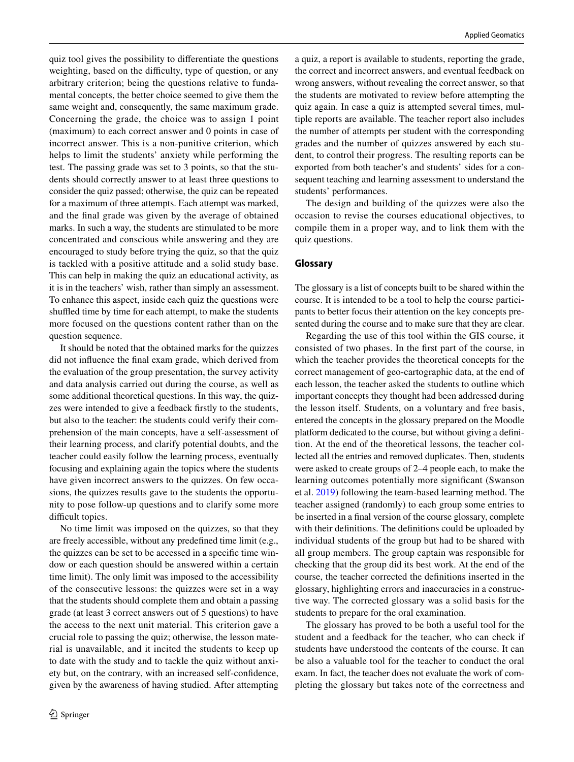quiz tool gives the possibility to differentiate the questions weighting, based on the difficulty, type of question, or any arbitrary criterion; being the questions relative to fundamental concepts, the better choice seemed to give them the same weight and, consequently, the same maximum grade. Concerning the grade, the choice was to assign 1 point (maximum) to each correct answer and 0 points in case of incorrect answer. This is a non-punitive criterion, which helps to limit the students' anxiety while performing the test. The passing grade was set to 3 points, so that the students should correctly answer to at least three questions to consider the quiz passed; otherwise, the quiz can be repeated for a maximum of three attempts. Each attempt was marked, and the final grade was given by the average of obtained marks. In such a way, the students are stimulated to be more concentrated and conscious while answering and they are encouraged to study before trying the quiz, so that the quiz is tackled with a positive attitude and a solid study base. This can help in making the quiz an educational activity, as it is in the teachers' wish, rather than simply an assessment. To enhance this aspect, inside each quiz the questions were shuffled time by time for each attempt, to make the students more focused on the questions content rather than on the question sequence.

It should be noted that the obtained marks for the quizzes did not influence the final exam grade, which derived from the evaluation of the group presentation, the survey activity and data analysis carried out during the course, as well as some additional theoretical questions. In this way, the quizzes were intended to give a feedback firstly to the students, but also to the teacher: the students could verify their comprehension of the main concepts, have a self-assessment of their learning process, and clarify potential doubts, and the teacher could easily follow the learning process, eventually focusing and explaining again the topics where the students have given incorrect answers to the quizzes. On few occasions, the quizzes results gave to the students the opportunity to pose follow-up questions and to clarify some more difficult topics.

No time limit was imposed on the quizzes, so that they are freely accessible, without any predefined time limit (e.g., the quizzes can be set to be accessed in a specific time window or each question should be answered within a certain time limit). The only limit was imposed to the accessibility of the consecutive lessons: the quizzes were set in a way that the students should complete them and obtain a passing grade (at least 3 correct answers out of 5 questions) to have the access to the next unit material. This criterion gave a crucial role to passing the quiz; otherwise, the lesson material is unavailable, and it incited the students to keep up to date with the study and to tackle the quiz without anxiety but, on the contrary, with an increased self-confidence, given by the awareness of having studied. After attempting a quiz, a report is available to students, reporting the grade, the correct and incorrect answers, and eventual feedback on wrong answers, without revealing the correct answer, so that the students are motivated to review before attempting the quiz again. In case a quiz is attempted several times, multiple reports are available. The teacher report also includes the number of attempts per student with the corresponding grades and the number of quizzes answered by each student, to control their progress. The resulting reports can be exported from both teacher's and students' sides for a consequent teaching and learning assessment to understand the students' performances.

The design and building of the quizzes were also the occasion to revise the courses educational objectives, to compile them in a proper way, and to link them with the quiz questions.

### Glossary

The glossary is a list of concepts built to be shared within the course. It is intended to be a tool to help the course participants to better focus their attention on the key concepts presented during the course and to make sure that they are clear.

Regarding the use of this tool within the GIS course, it consisted of two phases. In the first part of the course, in which the teacher provides the theoretical concepts for the correct management of geo-cartographic data, at the end of each lesson, the teacher asked the students to outline which important concepts they thought had been addressed during the lesson itself. Students, on a voluntary and free basis, entered the concepts in the glossary prepared on the Moodle platform dedicated to the course, but without giving a definition. At the end of the theoretical lessons, the teacher collected all the entries and removed duplicates. Then, students were asked to create groups of 2–4 people each, to make the learning outcomes potentially more significant (Swanson et al. 2019) following the team-based learning method. The teacher assigned (randomly) to each group some entries to be inserted in a final version of the course glossary, complete with their definitions. The definitions could be uploaded by individual students of the group but had to be shared with all group members. The group captain was responsible for checking that the group did its best work. At the end of the course, the teacher corrected the definitions inserted in the glossary, highlighting errors and inaccuracies in a constructive way. The corrected glossary was a solid basis for the students to prepare for the oral examination.

The glossary has proved to be both a useful tool for the student and a feedback for the teacher, who can check if students have understood the contents of the course. It can be also a valuable tool for the teacher to conduct the oral exam. In fact, the teacher does not evaluate the work of completing the glossary but takes note of the correctness and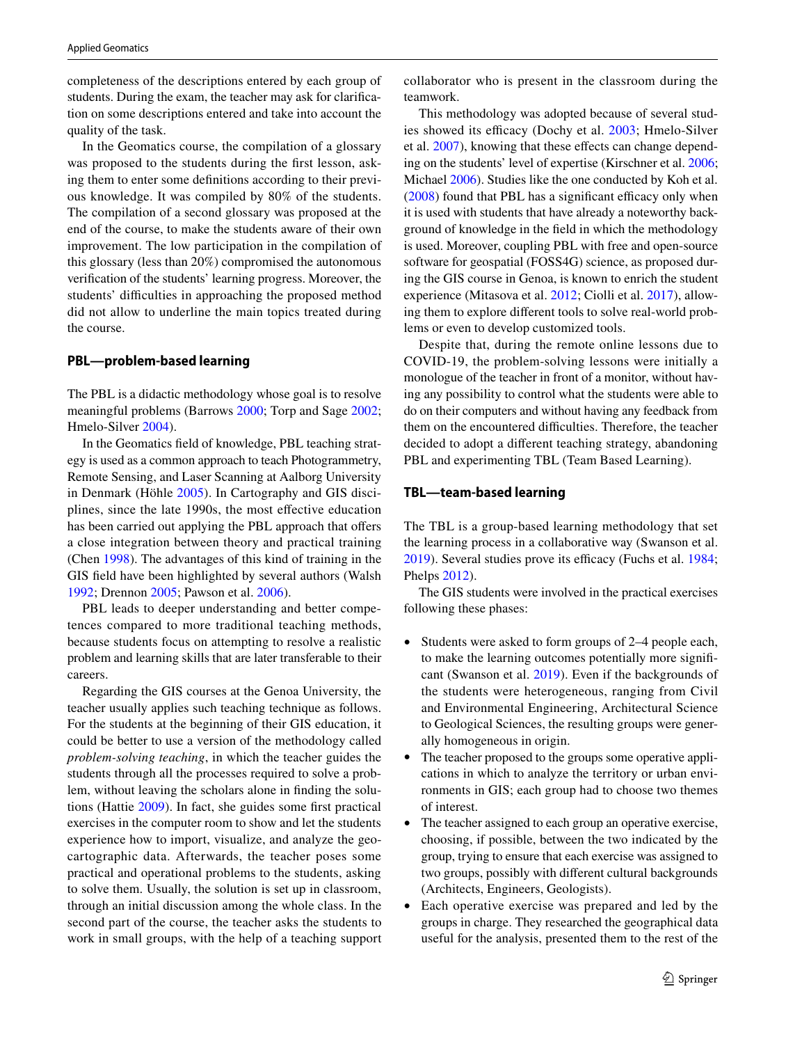completeness of the descriptions entered by each group of students. During the exam, the teacher may ask for clarification on some descriptions entered and take into account the quality of the task.

In the Geomatics course, the compilation of a glossary was proposed to the students during the first lesson, asking them to enter some definitions according to their previous knowledge. It was compiled by 80% of the students. The compilation of a second glossary was proposed at the end of the course, to make the students aware of their own improvement. The low participation in the compilation of this glossary (less than 20%) compromised the autonomous verification of the students' learning progress. Moreover, the students' difficulties in approaching the proposed method did not allow to underline the main topics treated during the course.

### PBL—problem-based learning

The PBL is a didactic methodology whose goal is to resolve meaningful problems (Barrows 2000; Torp and Sage 2002; Hmelo-Silver 2004).

In the Geomatics field of knowledge, PBL teaching strategy is used as a common approach to teach Photogrammetry, Remote Sensing, and Laser Scanning at Aalborg University in Denmark (Höhle 2005). In Cartography and GIS disciplines, since the late 1990s, the most effective education has been carried out applying the PBL approach that offers a close integration between theory and practical training (Chen 1998). The advantages of this kind of training in the GIS field have been highlighted by several authors (Walsh 1992; Drennon 2005; Pawson et al. 2006).

PBL leads to deeper understanding and better competences compared to more traditional teaching methods, because students focus on attempting to resolve a realistic problem and learning skills that are later transferable to their careers.

Regarding the GIS courses at the Genoa University, the teacher usually applies such teaching technique as follows. For the students at the beginning of their GIS education, it could be better to use a version of the methodology called *problem-solving teaching*, in which the teacher guides the students through all the processes required to solve a problem, without leaving the scholars alone in finding the solutions (Hattie 2009). In fact, she guides some first practical exercises in the computer room to show and let the students experience how to import, visualize, and analyze the geo-cartographic data. Afterwards, the teacher poses some practical and operational problems to the students, asking to solve them. Usually, the solution is set up in classroom, through an initial discussion among the whole class. In the second part of the course, the teacher asks the students to work in small groups, with the help of a teaching support collaborator who is present in the classroom during the teamwork.

This methodology was adopted because of several studies showed its efficacy (Dochy et al. 2003; Hmelo-Silver et al. 2007), knowing that these effects can change depending on the students' level of expertise (Kirschner et al. 2006; Michael 2006). Studies like the one conducted by Koh et al. (2008) found that PBL has a significant efficacy only when it is used with students that have already a noteworthy background of knowledge in the field in which the methodology is used. Moreover, coupling PBL with free and open-source software for geospatial (FOSS4G) science, as proposed during the GIS course in Genoa, is known to enrich the student experience (Mitasova et al. 2012; Ciolli et al. 2017), allowing them to explore different tools to solve real-world problems or even to develop customized tools.

Despite that, during the remote online lessons due to COVID-19, the problem-solving lessons were initially a monologue of the teacher in front of a monitor, without having any possibility to control what the students were able to do on their computers and without having any feedback from them on the encountered difficulties. Therefore, the teacher decided to adopt a different teaching strategy, abandoning PBL and experimenting TBL (Team Based Learning).

### TBL—team-based learning

The TBL is a group-based learning methodology that set the learning process in a collaborative way (Swanson et al. 2019). Several studies prove its efficacy (Fuchs et al. 1984; Phelps 2012).

The GIS students were involved in the practical exercises following these phases:

- Students were asked to form groups of 2–4 people each, to make the learning outcomes potentially more significant (Swanson et al. 2019). Even if the backgrounds of the students were heterogeneous, ranging from Civil and Environmental Engineering, Architectural Science to Geological Sciences, the resulting groups were generally homogeneous in origin.
- The teacher proposed to the groups some operative applications in which to analyze the territory or urban environments in GIS; each group had to choose two themes of interest.
- The teacher assigned to each group an operative exercise, choosing, if possible, between the two indicated by the group, trying to ensure that each exercise was assigned to two groups, possibly with different cultural backgrounds (Architects, Engineers, Geologists).
- Each operative exercise was prepared and led by the groups in charge. They researched the geographical data useful for the analysis, presented them to the rest of the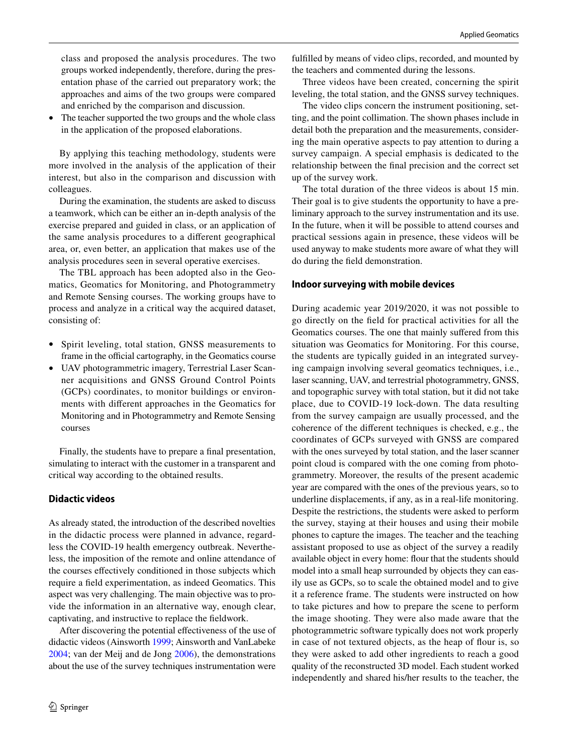class and proposed the analysis procedures. The two groups worked independently, therefore, during the presentation phase of the carried out preparatory work; the approaches and aims of the two groups were compared and enriched by the comparison and discussion.
- The teacher supported the two groups and the whole class in the application of the proposed elaborations.

By applying this teaching methodology, students were more involved in the analysis of the application of their interest, but also in the comparison and discussion with colleagues.

During the examination, the students are asked to discuss a teamwork, which can be either an in-depth analysis of the exercise prepared and guided in class, or an application of the same analysis procedures to a different geographical area, or, even better, an application that makes use of the analysis procedures seen in several operative exercises.

The TBL approach has been adopted also in the Geomatics, Geomatics for Monitoring, and Photogrammetry and Remote Sensing courses. The working groups have to process and analyze in a critical way the acquired dataset, consisting of:

- Spirit leveling, total station, GNSS measurements to frame in the official cartography, in the Geomatics course
- UAV photogrammetric imagery, Terrestrial Laser Scanner acquisitions and GNSS Ground Control Points (GCPs) coordinates, to monitor buildings or environments with different approaches in the Geomatics for Monitoring and in Photogrammetry and Remote Sensing courses

Finally, the students have to prepare a final presentation, simulating to interact with the customer in a transparent and critical way according to the obtained results.

## Didactic videos

As already stated, the introduction of the described novelties in the didactic process were planned in advance, regardless the COVID-19 health emergency outbreak. Nevertheless, the imposition of the remote and online attendance of the courses effectively conditioned in those subjects which require a field experimentation, as indeed Geomatics. This aspect was very challenging. The main objective was to provide the information in an alternative way, enough clear, captivating, and instructive to replace the fieldwork.

After discovering the potential effectiveness of the use of didactic videos (Ainsworth 1999; Ainsworth and VanLabeke 2004; van der Meij and de Jong 2006), the demonstrations about the use of the survey techniques instrumentation were fulfilled by means of video clips, recorded, and mounted by the teachers and commented during the lessons.

Three videos have been created, concerning the spirit leveling, the total station, and the GNSS survey techniques.

The video clips concern the instrument positioning, setting, and the point collimation. The shown phases include in detail both the preparation and the measurements, considering the main operative aspects to pay attention to during a survey campaign. A special emphasis is dedicated to the relationship between the final precision and the correct set up of the survey work.

The total duration of the three videos is about 15 min. Their goal is to give students the opportunity to have a preliminary approach to the survey instrumentation and its use. In the future, when it will be possible to attend courses and practical sessions again in presence, these videos will be used anyway to make students more aware of what they will do during the field demonstration.

## Indoor surveying with mobile devices

During academic year 2019/2020, it was not possible to go directly on the field for practical activities for all the Geomatics courses. The one that mainly suffered from this situation was Geomatics for Monitoring. For this course, the students are typically guided in an integrated surveying campaign involving several geomatics techniques, i.e., laser scanning, UAV, and terrestrial photogrammetry, GNSS, and topographic survey with total station, but it did not take place, due to COVID-19 lock-down. The data resulting from the survey campaign are usually processed, and the coherence of the different techniques is checked, e.g., the coordinates of GCPs surveyed with GNSS are compared with the ones surveyed by total station, and the laser scanner point cloud is compared with the one coming from photogrammetry. Moreover, the results of the present academic year are compared with the ones of the previous years, so to underline displacements, if any, as in a real-life monitoring. Despite the restrictions, the students were asked to perform the survey, staying at their houses and using their mobile phones to capture the images. The teacher and the teaching assistant proposed to use as object of the survey a readily available object in every home: flour that the students should model into a small heap surrounded by objects they can easily use as GCPs, so to scale the obtained model and to give it a reference frame. The students were instructed on how to take pictures and how to prepare the scene to perform the image shooting. They were also made aware that the photogrammetric software typically does not work properly in case of not textured objects, as the heap of flour is, so they were asked to add other ingredients to reach a good quality of the reconstructed 3D model. Each student worked independently and shared his/her results to the teacher, the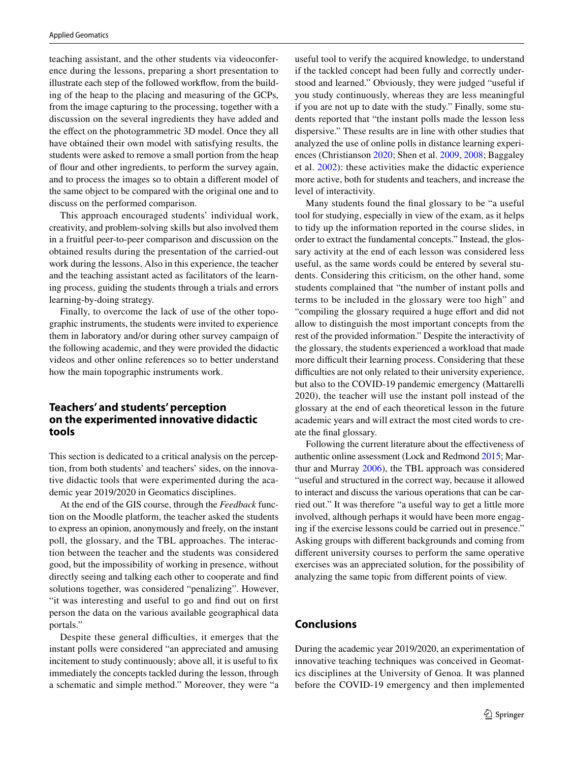teaching assistant, and the other students via videoconference during the lessons, preparing a short presentation to illustrate each step of the followed workflow, from the building of the heap to the placing and measuring of the GCPs, from the image capturing to the processing, together with a discussion on the several ingredients they have added and the effect on the photogrammetric 3D model. Once they all have obtained their own model with satisfying results, the students were asked to remove a small portion from the heap of flour and other ingredients, to perform the survey again, and to process the images so to obtain a different model of the same object to be compared with the original one and to discuss on the performed comparison.

This approach encouraged students' individual work, creativity, and problem-solving skills but also involved them in a fruitful peer-to-peer comparison and discussion on the obtained results during the presentation of the carried-out work during the lessons. Also in this experience, the teacher and the teaching assistant acted as facilitators of the learning process, guiding the students through a trials and errors learning-by-doing strategy.

Finally, to overcome the lack of use of the other topographic instruments, the students were invited to experience them in laboratory and/or during other survey campaign of the following academic, and they were provided the didactic videos and other online references so to better understand how the main topographic instruments work.

## Teachers' and students' perception on the experimented innovative didactic tools

This section is dedicated to a critical analysis on the perception, from both students' and teachers' sides, on the innovative didactic tools that were experimented during the academic year 2019/2020 in Geomatics disciplines.

At the end of the GIS course, through the *Feedback* function on the Moodle platform, the teacher asked the students to express an opinion, anonymously and freely, on the instant poll, the glossary, and the TBL approaches. The interaction between the teacher and the students was considered good, but the impossibility of working in presence, without directly seeing and talking each other to cooperate and find solutions together, was considered "penalizing". However, "it was interesting and useful to go and find out on first person the data on the various available geographical data portals."

Despite these general difficulties, it emerges that the instant polls were considered "an appreciated and amusing incitement to study continuously; above all, it is useful to fix immediately the concepts tackled during the lesson, through a schematic and simple method." Moreover, they were "a useful tool to verify the acquired knowledge, to understand if the tackled concept had been fully and correctly understood and learned." Obviously, they were judged "useful if you study continuously, whereas they are less meaningful if you are not up to date with the study." Finally, some students reported that "the instant polls made the lesson less dispersive." These results are in line with other studies that analyzed the use of online polls in distance learning experiences (Christianson 2020; Shen et al. 2009, 2008; Baggaley et al. 2002): these activities make the didactic experience more active, both for students and teachers, and increase the level of interactivity.

Many students found the final glossary to be "a useful tool for studying, especially in view of the exam, as it helps to tidy up the information reported in the course slides, in order to extract the fundamental concepts." Instead, the glossary activity at the end of each lesson was considered less useful, as the same words could be entered by several students. Considering this criticism, on the other hand, some students complained that "the number of instant polls and terms to be included in the glossary were too high" and "compiling the glossary required a huge effort and did not allow to distinguish the most important concepts from the rest of the provided information." Despite the interactivity of the glossary, the students experienced a workload that made more difficult their learning process. Considering that these difficulties are not only related to their university experience, but also to the COVID-19 pandemic emergency (Mattarelli 2020), the teacher will use the instant poll instead of the glossary at the end of each theoretical lesson in the future academic years and will extract the most cited words to create the final glossary.

Following the current literature about the effectiveness of authentic online assessment (Lock and Redmond 2015; Marthur and Murray 2006), the TBL approach was considered "useful and structured in the correct way, because it allowed to interact and discuss the various operations that can be carried out." It was therefore "a useful way to get a little more involved, although perhaps it would have been more engaging if the exercise lessons could be carried out in presence." Asking groups with different backgrounds and coming from different university courses to perform the same operative exercises was an appreciated solution, for the possibility of analyzing the same topic from different points of view.

## Conclusions

During the academic year 2019/2020, an experimentation of innovative teaching techniques was conceived in Geomatics disciplines at the University of Genoa. It was planned before the COVID-19 emergency and then implemented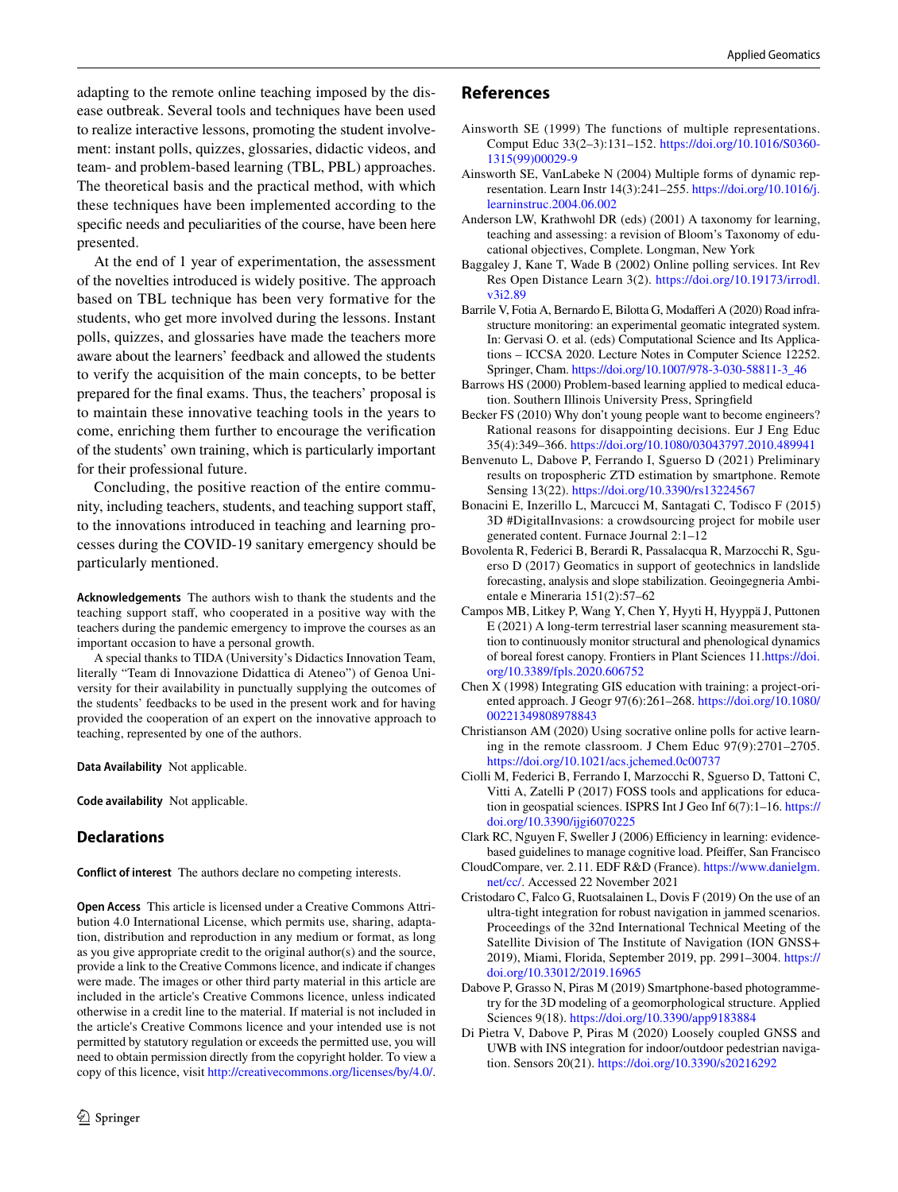adapting to the remote online teaching imposed by the disease outbreak. Several tools and techniques have been used to realize interactive lessons, promoting the student involvement: instant polls, quizzes, glossaries, didactic videos, and team- and problem-based learning (TBL, PBL) approaches. The theoretical basis and the practical method, with which these techniques have been implemented according to the specific needs and peculiarities of the course, have been here presented.

At the end of 1 year of experimentation, the assessment of the novelties introduced is widely positive. The approach based on TBL technique has been very formative for the students, who get more involved during the lessons. Instant polls, quizzes, and glossaries have made the teachers more aware about the learners' feedback and allowed the students to verify the acquisition of the main concepts, to be better prepared for the final exams. Thus, the teachers' proposal is to maintain these innovative teaching tools in the years to come, enriching them further to encourage the verification of the students' own training, which is particularly important for their professional future.

Concluding, the positive reaction of the entire community, including teachers, students, and teaching support staff, to the innovations introduced in teaching and learning processes during the COVID-19 sanitary emergency should be particularly mentioned.

**Acknowledgements** The authors wish to thank the students and the teaching support staff, who cooperated in a positive way with the teachers during the pandemic emergency to improve the courses as an important occasion to have a personal growth.

A special thanks to TIDA (University's Didactics Innovation Team, literally "Team di Innovazione Didattica di Ateneo") of Genoa University for their availability in punctually supplying the outcomes of the students' feedbacks to be used in the present work and for having provided the cooperation of an expert on the innovative approach to teaching, represented by one of the authors.

**Data Availability** Not applicable.

**Code availability** Not applicable.

## Declarations

**Conflict of interest** The authors declare no competing interests.

**Open Access** This article is licensed under a Creative Commons Attribution 4.0 International License, which permits use, sharing, adaptation, distribution and reproduction in any medium or format, as long as you give appropriate credit to the original author(s) and the source, provide a link to the Creative Commons licence, and indicate if changes were made. The images or other third party material in this article are included in the article's Creative Commons licence, unless indicated otherwise in a credit line to the material. If material is not included in the article's Creative Commons licence and your intended use is not permitted by statutory regulation or exceeds the permitted use, you will need to obtain permission directly from the copyright holder. To view a copy of this licence, visit http://creativecommons.org/licenses/by/4.0/.

## References

Ainsworth SE (1999) The functions of multiple representations. Comput Educ 33(2–3):131–152. https://doi.org/10.1016/S0360-1315(99)00029-9

Ainsworth SE, VanLabeke N (2004) Multiple forms of dynamic representation. Learn Instr 14(3):241–255. https://doi.org/10.1016/j.learninstruc.2004.06.002

Anderson LW, Krathwohl DR (eds) (2001) A taxonomy for learning, teaching and assessing: a revision of Bloom's Taxonomy of educational objectives, Complete. Longman, New York

Baggaley J, Kane T, Wade B (2002) Online polling services. Int Rev Res Open Distance Learn 3(2). https://doi.org/10.19173/irrodl.v3i2.89

Barrile V, Fotia A, Bernardo E, Bilotta G, Modafferi A (2020) Road infrastructure monitoring: an experimental geomatic integrated system. In: Gervasi O. et al. (eds) Computational Science and Its Applications – ICCSA 2020. Lecture Notes in Computer Science 12252. Springer, Cham. https://doi.org/10.1007/978-3-030-58811-3_46

Barrows HS (2000) Problem-based learning applied to medical education. Southern Illinois University Press, Springfield

Becker FS (2010) Why don't young people want to become engineers? Rational reasons for disappointing decisions. Eur J Eng Educ 35(4):349–366. https://doi.org/10.1080/03043797.2010.489941

Benvenuto L, Dabove P, Ferrando I, Sguerso D (2021) Preliminary results on tropospheric ZTD estimation by smartphone. Remote Sensing 13(22). https://doi.org/10.3390/rs13224567

Bonacini E, Inzerillo L, Marcucci M, Santagati C, Todisco F (2015) 3D #DigitalInvasions: a crowdsourcing project for mobile user generated content. Furnace Journal 2:1–12

Bovolenta R, Federici B, Berardi R, Passalacqua R, Marzocchi R, Sguerso D (2017) Geomatics in support of geotechnics in landslide forecasting, analysis and slope stabilization. Geoingegneria Ambientale e Mineraria 151(2):57–62

Campos MB, Litkey P, Wang Y, Chen Y, Hyyti H, Hyyppä J, Puttonen E (2021) A long-term terrestrial laser scanning measurement station to continuously monitor structural and phenological dynamics of boreal forest canopy. Frontiers in Plant Sciences 11.https://doi.org/10.3389/fpls.2020.606752

Chen X (1998) Integrating GIS education with training: a project-oriented approach. J Geogr 97(6):261–268. https://doi.org/10.1080/00221349808978843

Christianson AM (2020) Using socrative online polls for active learning in the remote classroom. J Chem Educ 97(9):2701–2705. https://doi.org/10.1021/acs.jchemed.0c00737

Ciolli M, Federici B, Ferrando I, Marzocchi R, Sguerso D, Tattoni C, Vitti A, Zatelli P (2017) FOSS tools and applications for education in geospatial sciences. ISPRS Int J Geo Inf 6(7):1–16. https://doi.org/10.3390/ijgi6070225

Clark RC, Nguyen F, Sweller J (2006) Efficiency in learning: evidence-based guidelines to manage cognitive load. Pfeiffer, San Francisco

CloudCompare, ver. 2.11. EDF R&D (France). https://www.danielgm.net/cc/. Accessed 22 November 2021

Cristodaro C, Falco G, Ruotsalainen L, Dovis F (2019) On the use of an ultra-tight integration for robust navigation in jammed scenarios. Proceedings of the 32nd International Technical Meeting of the Satellite Division of The Institute of Navigation (ION GNSS+ 2019), Miami, Florida, September 2019, pp. 2991–3004. https://doi.org/10.33012/2019.16965

Dabove P, Grasso N, Piras M (2019) Smartphone-based photogrammetry for the 3D modeling of a geomorphological structure. Applied Sciences 9(18). https://doi.org/10.3390/app9183884

Di Pietra V, Dabove P, Piras M (2020) Loosely coupled GNSS and UWB with INS integration for indoor/outdoor pedestrian navigation. Sensors 20(21). https://doi.org/10.3390/s20216292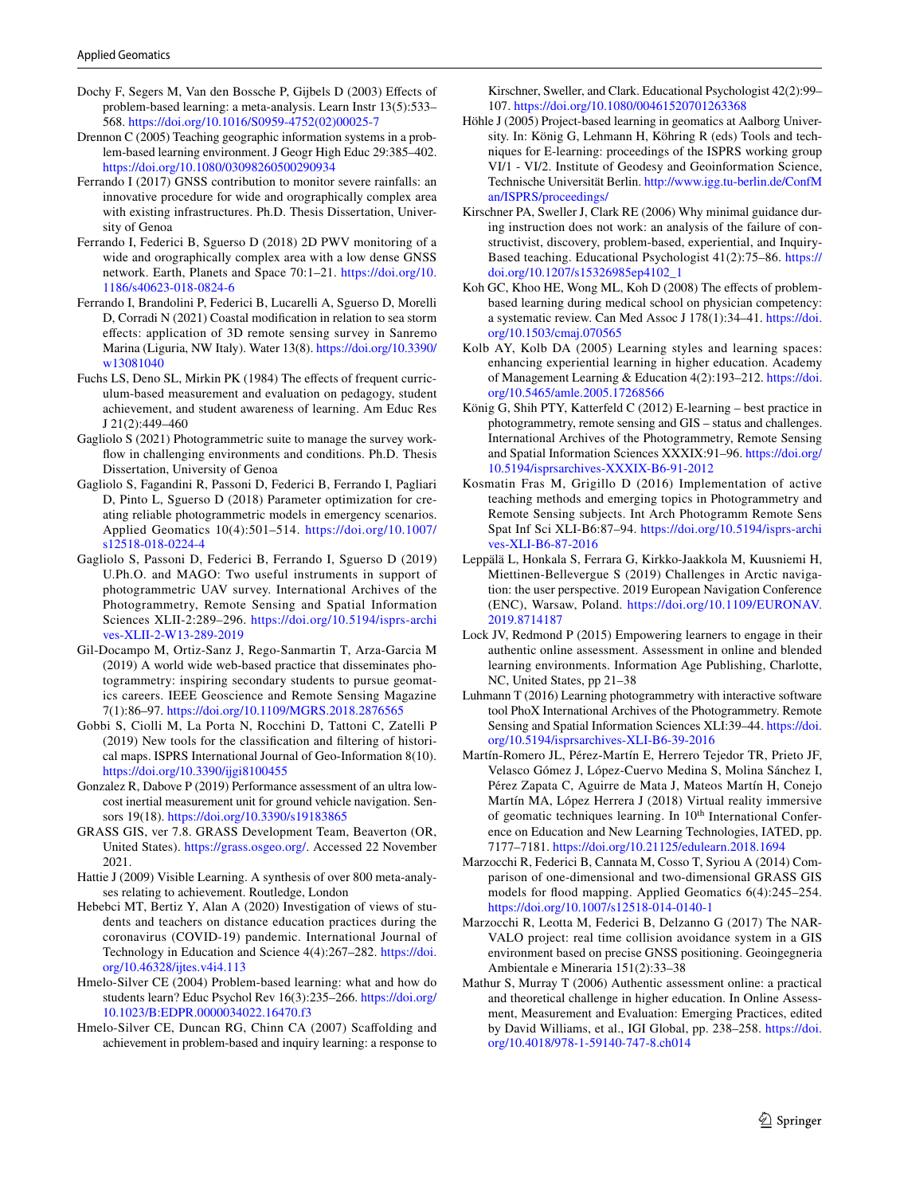Dochy F, Segers M, Van den Bossche P, Gijbels D (2003) Effects of problem-based learning: a meta-analysis. Learn Instr 13(5):533–568. https://doi.org/10.1016/S0959-4752(02)00025-7

Drennon C (2005) Teaching geographic information systems in a problem-based learning environment. J Geogr High Educ 29:385–402. https://doi.org/10.1080/03098260500290934

Ferrando I (2017) GNSS contribution to monitor severe rainfalls: an innovative procedure for wide and orographically complex area with existing infrastructures. Ph.D. Thesis Dissertation, University of Genoa

Ferrando I, Federici B, Sguerso D (2018) 2D PWV monitoring of a wide and orographically complex area with a low dense GNSS network. Earth, Planets and Space 70:1–21. https://doi.org/10.1186/s40623-018-0824-6

Ferrando I, Brandolini P, Federici B, Lucarelli A, Sguerso D, Morelli D, Corradi N (2021) Coastal modification in relation to sea storm effects: application of 3D remote sensing survey in Sanremo Marina (Liguria, NW Italy). Water 13(8). https://doi.org/10.3390/w13081040

Fuchs LS, Deno SL, Mirkin PK (1984) The effects of frequent curriculum-based measurement and evaluation on pedagogy, student achievement, and student awareness of learning. Am Educ Res J 21(2):449–460

Gagliolo S (2021) Photogrammetric suite to manage the survey workflow in challenging environments and conditions. Ph.D. Thesis Dissertation, University of Genoa

Gagliolo S, Fagandini R, Passoni D, Federici B, Ferrando I, Pagliari D, Pinto L, Sguerso D (2018) Parameter optimization for creating reliable photogrammetric models in emergency scenarios. Applied Geomatics 10(4):501–514. https://doi.org/10.1007/s12518-018-0224-4

Gagliolo S, Passoni D, Federici B, Ferrando I, Sguerso D (2019) U.Ph.O. and MAGO: Two useful instruments in support of photogrammetric UAV survey. International Archives of the Photogrammetry, Remote Sensing and Spatial Information Sciences XLII-2:289–296. https://doi.org/10.5194/isprs-archives-XLII-2-W13-289-2019

Gil-Docampo M, Ortiz-Sanz J, Rego-Sanmartin T, Arza-Garcia M (2019) A world wide web-based practice that disseminates photogrammetry: inspiring secondary students to pursue geomatics careers. IEEE Geoscience and Remote Sensing Magazine 7(1):86–97. https://doi.org/10.1109/MGRS.2018.2876565

Gobbi S, Ciolli M, La Porta N, Rocchini D, Tattoni C, Zatelli P (2019) New tools for the classification and filtering of historical maps. ISPRS International Journal of Geo-Information 8(10). https://doi.org/10.3390/ijgi8100455

Gonzalez R, Dabove P (2019) Performance assessment of an ultra low-cost inertial measurement unit for ground vehicle navigation. Sensors 19(18). https://doi.org/10.3390/s19183865

GRASS GIS, ver 7.8. GRASS Development Team, Beaverton (OR, United States). https://grass.osgeo.org/. Accessed 22 November 2021.

Hattie J (2009) Visible Learning. A synthesis of over 800 meta-analyses relating to achievement. Routledge, London

Hebebci MT, Bertiz Y, Alan A (2020) Investigation of views of students and teachers on distance education practices during the coronavirus (COVID-19) pandemic. International Journal of Technology in Education and Science 4(4):267–282. https://doi.org/10.46328/ijtes.v4i4.113

Hmelo-Silver CE (2004) Problem-based learning: what and how do students learn? Educ Psychol Rev 16(3):235–266. https://doi.org/10.1023/B:EDPR.0000034022.16470.f3

Hmelo-Silver CE, Duncan RG, Chinn CA (2007) Scaffolding and achievement in problem-based and inquiry learning: a response to Kirschner, Sweller, and Clark. Educational Psychologist 42(2):99–107. https://doi.org/10.1080/00461520701263368

Höhle J (2005) Project-based learning in geomatics at Aalborg University. In: König G, Lehmann H, Köhring R (eds) Tools and techniques for E-learning: proceedings of the ISPRS working group VI/1 - VI/2. Institute of Geodesy and Geoinformation Science, Technische Universität Berlin. http://www.igg.tu-berlin.de/ConfMan/ISPRS/proceedings/

Kirschner PA, Sweller J, Clark RE (2006) Why minimal guidance during instruction does not work: an analysis of the failure of constructivist, discovery, problem-based, experiential, and Inquiry-Based teaching. Educational Psychologist 41(2):75–86. https://doi.org/10.1207/s15326985ep4102_1

Koh GC, Khoo HE, Wong ML, Koh D (2008) The effects of problem-based learning during medical school on physician competency: a systematic review. Can Med Assoc J 178(1):34–41. https://doi.org/10.1503/cmaj.070565

Kolb AY, Kolb DA (2005) Learning styles and learning spaces: enhancing experiential learning in higher education. Academy of Management Learning & Education 4(2):193–212. https://doi.org/10.5465/amle.2005.17268566

König G, Shih PTY, Katterfeld C (2012) E-learning – best practice in photogrammetry, remote sensing and GIS – status and challenges. International Archives of the Photogrammetry, Remote Sensing and Spatial Information Sciences XXXIX:91–96. https://doi.org/10.5194/isprsarchives-XXXIX-B6-91-2012

Kosmatin Fras M, Grigillo D (2016) Implementation of active teaching methods and emerging topics in Photogrammetry and Remote Sensing subjects. Int Arch Photogram Remote Sens Spat Inf Sci XLI-B6:87–94. https://doi.org/10.5194/isprs-archives-XLI-B6-87-2016

Leppälä L, Honkala S, Ferrara G, Kirkko-Jaakkola M, Kuusniemi H, Miettinen-Bellevergue S (2019) Challenges in Arctic navigation: the user perspective. 2019 European Navigation Conference (ENC), Warsaw, Poland. https://doi.org/10.1109/EURONAV.2019.8714187

Lock JV, Redmond P (2015) Empowering learners to engage in their authentic online assessment. Assessment in online and blended learning environments. Information Age Publishing, Charlotte, NC, United States, pp 21–38

Luhmann T (2016) Learning photogrammetry with interactive software tool PhoX International Archives of the Photogrammetry. Remote Sensing and Spatial Information Sciences XLI:39–44. https://doi.org/10.5194/isprsarchives-XLI-B6-39-2016

Martín-Romero JL, Pérez-Martín E, Herrero Tejedor TR, Prieto JF, Velasco Gómez J, López-Cuervo Medina S, Molina Sánchez I, Pérez Zapata C, Aguirre de Mata J, Mateos Martín H, Conejo Martín MA, López Herrera J (2018) Virtual reality immersive of geomatic techniques learning. In 10th International Conference on Education and New Learning Technologies, IATED, pp. 7177–7181. https://doi.org/10.21125/edulearn.2018.1694

Marzocchi R, Federici B, Cannata M, Cosso T, Syriou A (2014) Comparison of one-dimensional and two-dimensional GRASS GIS models for flood mapping. Applied Geomatics 6(4):245–254. https://doi.org/10.1007/s12518-014-0140-1

Marzocchi R, Leotta M, Federici B, Delzanno G (2017) The NARVALO project: real time collision avoidance system in a GIS environment based on precise GNSS positioning. Geoingegneria Ambientale e Mineraria 151(2):33–38

Mathur S, Murray T (2006) Authentic assessment online: a practical and theoretical challenge in higher education. In Online Assessment, Measurement and Evaluation: Emerging Practices, edited by David Williams, et al., IGI Global, pp. 238–258. https://doi.org/10.4018/978-1-59140-747-8.ch014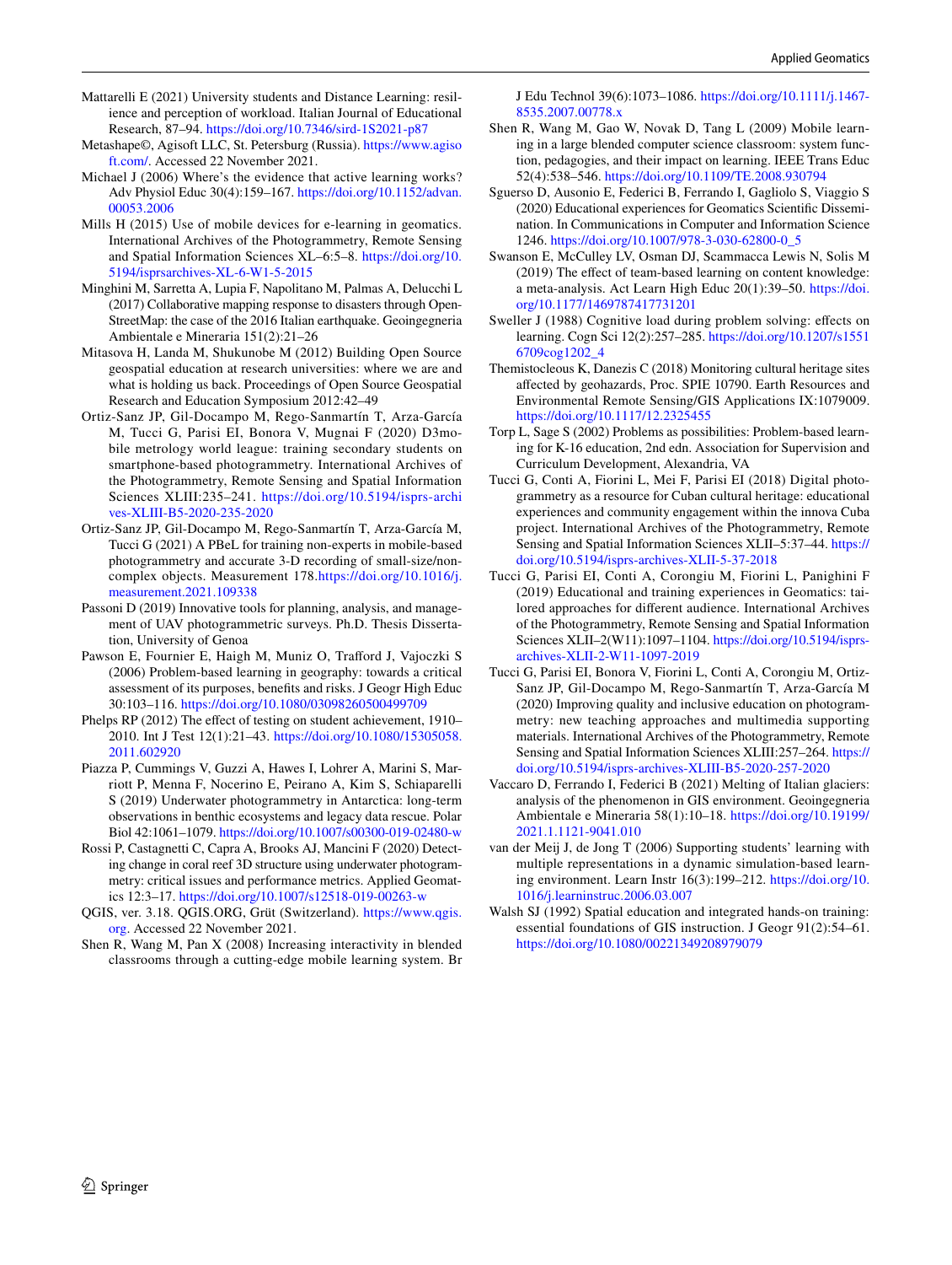Mattarelli E (2021) University students and Distance Learning: resilience and perception of workload. Italian Journal of Educational Research, 87–94. https://doi.org/10.7346/sird-1S2021-p87

Metashape©, Agisoft LLC, St. Petersburg (Russia). https://www.agisoft.com/. Accessed 22 November 2021.

Michael J (2006) Where's the evidence that active learning works? Adv Physiol Educ 30(4):159–167. https://doi.org/10.1152/advan.00053.2006

Mills H (2015) Use of mobile devices for e-learning in geomatics. International Archives of the Photogrammetry, Remote Sensing and Spatial Information Sciences XL–6:5–8. https://doi.org/10.5194/isprsarchives-XL-6-W1-5-2015

Minghini M, Sarretta A, Lupia F, Napolitano M, Palmas A, Delucchi L (2017) Collaborative mapping response to disasters through OpenStreetMap: the case of the 2016 Italian earthquake. Geoingegneria Ambientale e Mineraria 151(2):21–26

Mitasova H, Landa M, Shukunobe M (2012) Building Open Source geospatial education at research universities: where we are and what is holding us back. Proceedings of Open Source Geospatial Research and Education Symposium 2012:42–49

Ortiz-Sanz JP, Gil-Docampo M, Rego-Sanmartín T, Arza-García M, Tucci G, Parisi EI, Bonora V, Mugnai F (2020) D3mobile metrology world league: training secondary students on smartphone-based photogrammetry. International Archives of the Photogrammetry, Remote Sensing and Spatial Information Sciences XLIII:235–241. https://doi.org/10.5194/isprs-archives-XLIII-B5-2020-235-2020

Ortiz-Sanz JP, Gil-Docampo M, Rego-Sanmartín T, Arza-García M, Tucci G (2021) A PBeL for training non-experts in mobile-based photogrammetry and accurate 3-D recording of small-size/non-complex objects. Measurement 178.https://doi.org/10.1016/j.measurement.2021.109338

Passoni D (2019) Innovative tools for planning, analysis, and management of UAV photogrammetric surveys. Ph.D. Thesis Dissertation, University of Genoa

Pawson E, Fournier E, Haigh M, Muniz O, Trafford J, Vajoczki S (2006) Problem-based learning in geography: towards a critical assessment of its purposes, benefits and risks. J Geogr High Educ 30:103–116. https://doi.org/10.1080/03098260500499709

Phelps RP (2012) The effect of testing on student achievement, 1910–2010. Int J Test 12(1):21–43. https://doi.org/10.1080/15305058.2011.602920

Piazza P, Cummings V, Guzzi A, Hawes I, Lohrer A, Marini S, Marriott P, Menna F, Nocerino E, Peirano A, Kim S, Schiaparelli S (2019) Underwater photogrammetry in Antarctica: long-term observations in benthic ecosystems and legacy data rescue. Polar Biol 42:1061–1079. https://doi.org/10.1007/s00300-019-02480-w

Rossi P, Castagnetti C, Capra A, Brooks AJ, Mancini F (2020) Detecting change in coral reef 3D structure using underwater photogrammetry: critical issues and performance metrics. Applied Geomatics 12:3–17. https://doi.org/10.1007/s12518-019-00263-w

QGIS, ver. 3.18. QGIS.ORG, Grüt (Switzerland). https://www.qgis.org. Accessed 22 November 2021.

Shen R, Wang M, Pan X (2008) Increasing interactivity in blended classrooms through a cutting-edge mobile learning system. Br J Edu Technol 39(6):1073–1086. https://doi.org/10.1111/j.1467-8535.2007.00778.x

Shen R, Wang M, Gao W, Novak D, Tang L (2009) Mobile learning in a large blended computer science classroom: system function, pedagogies, and their impact on learning. IEEE Trans Educ 52(4):538–546. https://doi.org/10.1109/TE.2008.930794

Sguerso D, Ausonio E, Federici B, Ferrando I, Gagliolo S, Viaggio S (2020) Educational experiences for Geomatics Scientific Dissemination. In Communications in Computer and Information Science 1246. https://doi.org/10.1007/978-3-030-62800-0_5

Swanson E, McCulley LV, Osman DJ, Scammacca Lewis N, Solis M (2019) The effect of team-based learning on content knowledge: a meta-analysis. Act Learn High Educ 20(1):39–50. https://doi.org/10.1177/1469787417731201

Sweller J (1988) Cognitive load during problem solving: effects on learning. Cogn Sci 12(2):257–285. https://doi.org/10.1207/s15516709cog1202_4

Themistocleous K, Danezis C (2018) Monitoring cultural heritage sites affected by geohazards, Proc. SPIE 10790. Earth Resources and Environmental Remote Sensing/GIS Applications IX:1079009. https://doi.org/10.1117/12.2325455

Torp L, Sage S (2002) Problems as possibilities: Problem-based learning for K-16 education, 2nd edn. Association for Supervision and Curriculum Development, Alexandria, VA

Tucci G, Conti A, Fiorini L, Mei F, Parisi EI (2018) Digital photogrammetry as a resource for Cuban cultural heritage: educational experiences and community engagement within the innova Cuba project. International Archives of the Photogrammetry, Remote Sensing and Spatial Information Sciences XLII–5:37–44. https://doi.org/10.5194/isprs-archives-XLII-5-37-2018

Tucci G, Parisi EI, Conti A, Corongiu M, Fiorini L, Panighini F (2019) Educational and training experiences in Geomatics: tailored approaches for different audience. International Archives of the Photogrammetry, Remote Sensing and Spatial Information Sciences XLII–2(W11):1097–1104. https://doi.org/10.5194/isprs-archives-XLII-2-W11-1097-2019

Tucci G, Parisi EI, Bonora V, Fiorini L, Conti A, Corongiu M, Ortiz-Sanz JP, Gil-Docampo M, Rego-Sanmartín T, Arza-García M (2020) Improving quality and inclusive education on photogrammetry: new teaching approaches and multimedia supporting materials. International Archives of the Photogrammetry, Remote Sensing and Spatial Information Sciences XLIII:257–264. https://doi.org/10.5194/isprs-archives-XLIII-B5-2020-257-2020

Vaccaro D, Ferrando I, Federici B (2021) Melting of Italian glaciers: analysis of the phenomenon in GIS environment. Geoingegneria Ambientale e Mineraria 58(1):10–18. https://doi.org/10.19199/2021.1.1121-9041.010

van der Meij J, de Jong T (2006) Supporting students' learning with multiple representations in a dynamic simulation-based learning environment. Learn Instr 16(3):199–212. https://doi.org/10.1016/j.learninstruc.2006.03.007

Walsh SJ (1992) Spatial education and integrated hands-on training: essential foundations of GIS instruction. J Geogr 91(2):54–61. https://doi.org/10.1080/00221349208979079